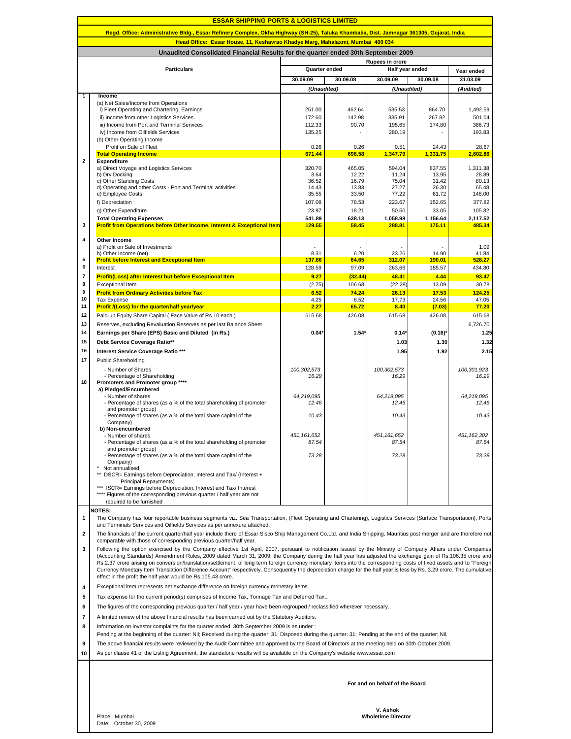# ESSAR SHIPPING PORTS & LOGISTICS LIMITED

**Regd. Office: Administrative Bldg., Essar Refinery Complex, Okha Highway (SH-25), Taluka Khambalia, Dist. Jamnagar 361305, Gujarat, India**

**Head Office: Essar House, 11, Keshavrao Khadye Marg, Mahalaxmi, Mumbai 400 034**

## Unaudited Consolidated Financial Results for the quarter ended 30th September 2009

Rupees in crore

| | Particulars | Quarter ended | | Half year ended | | Year ended |
|---|---|---|---|---|---|---|
| | | 30.09.09 | 30.09.08 | 30.09.09 | 30.09.08 | 31.03.09 |
| | | *(Unaudited)* | | *(Unaudited)* | | *(Audited)* |
| 1 | **Income** | | | | | |
| | (a) Net Sales/Income from Operations | | | | | |
| | i) Fleet Operating and Chartering Earnings | 251.00 | 462.64 | 535.53 | 864.70 | 1,492.59 |
| | ii) Income from other Logistics Services | 172.60 | 142.98 | 335.91 | 267.82 | 501.04 |
| | iii) Income from Port and Terminal Services | 112.33 | 90.70 | 195.65 | 174.80 | 386.73 |
| | iv) Income from Oilfields Services | 135.25 | - | 280.19 | - | 193.83 |
| | (b) Other Operating Income | | | | | |
| | Profit on Sale of Fleet | 0.26 | 0.26 | 0.51 | 24.43 | 28.67 |
| | **Total Operating Income** | **671.44** | **696.58** | **1,347.79** | **1,331.75** | **2,602.86** |
| 2 | **Expenditure** | | | | | |
| | a) Direct Voyage and Logistics Services | 320.70 | 465.05 | 594.04 | 837.55 | 1,311.38 |
| | b) Dry Docking | 3.64 | 12.22 | 11.24 | 13.95 | 28.89 |
| | c) Other Standing Costs | 36.52 | 16.79 | 75.04 | 31.42 | 80.13 |
| | d) Operating and other Costs - Port and Terminal activities | 14.43 | 13.83 | 27.27 | 26.30 | 65.48 |
| | e) Employee Costs | 35.55 | 33.50 | 77.22 | 61.72 | 148.00 |
| | f) Depreciation | 107.08 | 78.53 | 223.67 | 152.65 | 377.82 |
| | g) Other Expenditure | 23.97 | 18.21 | 50.50 | 33.05 | 105.82 |
| | **Total Operating Expenses** | **541.89** | **638.13** | **1,058.98** | **1,156.64** | **2,117.52** |
| 3 | **Profit from Operations before Other Income, Interest & Exceptional Item** | **129.55** | **58.45** | **288.81** | **175.11** | **485.34** |
| 4 | **Other Income** | | | | | |
| | a) Profit on Sale of Investments | - | - | - | - | 1.09 |
| | b) Other Income (net) | 8.31 | 6.20 | 23.26 | 14.90 | 41.84 |
| 5 | **Profit before Interest and Exceptional Item** | **137.86** | **64.65** | **312.07** | **190.01** | **528.27** |
| 6 | Interest | 128.59 | 97.09 | 263.66 | 185.57 | 434.80 |
| 7 | **Profit/(Loss) after Interest but before Exceptional Item** | **9.27** | **(32.44)** | **48.41** | **4.44** | **93.47** |
| 8 | Exceptional Item | (2.75) | 106.68 | (22.28) | 13.09 | 30.78 |
| 9 | **Profit from Ordinary Activities before Tax** | **6.52** | **74.24** | **26.13** | **17.53** | **124.25** |
| 10 | Tax Expense | 4.25 | 8.52 | 17.73 | 24.56 | 47.05 |
| 11 | **Profit /(Loss) for the quarter/half year/year** | **2.27** | **65.72** | **8.40** | **(7.03)** | **77.20** |
| 12 | Paid-up Equity Share Capital ( Face Value of Rs.10 each ) | 615.68 | 426.08 | 615.68 | 426.08 | 615.68 |
| 13 | Reserves, excluding Revaluation Reserves as per last Balance Sheet | | | | | 6,726.70 |
| 14 | **Earnings per Share (EPS) Basic and Diluted (in Rs.)** | **0.04*** | **1.54*** | **0.14*** | **(0.16)*** | **1.25** |
| 15 | **Debt Service Coverage Ratio**** | | | **1.03** | **1.30** | **1.32** |
| 16 | **Interest Service Coverage Ratio ***** | | | **1.95** | **1.92** | **2.15** |
| 17 | Public Shareholding | | | | | |
| | - Number of Shares | *100,302,573* | | *100,302,573* | | *100,301,923* |
| | - Percentage of Shareholding | *16.29* | | *16.29* | | *16.29* |
| 18 | **Promoters and Promoter group ******** | | | | | |
| | **a) Pledged/Encumbered** | | | | | |
| | - Number of shares | *64,219,095* | | *64,219,095* | | *64,219,095* |
| | - Percentage of shares (as a % of the total shareholding of promoter and promoter group) | *12.46* | | *12.46* | | *12.46* |
| | - Percentage of shares (as a % of the total share capital of the Company) | *10.43* | | *10.43* | | *10.43* |
| | **b) Non-encumbered** | | | | | |
| | - Number of shares | *451,161,652* | | *451,161,652* | | *451,162,302* |
| | - Percentage of shares (as a % of the total shareholding of promoter and promoter group) | *87.54* | | *87.54* | | *87.54* |
| | - Percentage of shares (as a % of the total share capital of the Company) | *73.28* | | *73.28* | | *73.28* |

\* Not annualised

** DSCR= Earnings before Depreciation, Interest and Tax/ (Interest + Principal Repayments)

*** ISCR= Earnings before Depreciation, Interest and Tax/ Interest

**** Figures of the corresponding previous quarter / half year are not required to be furnished

**NOTES:**

1. The Company has four reportable business segments viz. Sea Transportation, (Fleet Operating and Chartering), Logistics Services (Surface Transportation), Ports and Terminals Services and Oilfields Services as per annexure attached.
2. The financials of the current quarter/half year include there of Essar Sisco Ship Management Co.Ltd. and India Shipping, Mauritius post merger and are therefore not comparable with those of corresponding previous quarter/half year.
3. Following the option exercised by the Company effective 1st April, 2007, pursuant to notification issued by the Ministry of Company Affairs under Companies (Accounting Standards) Amendment Rules, 2009 dated March 31, 2009; the Company during the half year has adjusted the exchange gain of Rs.106.35 crore and Rs.2.37 crore arising on conversion/translation/settlement of long term foreign currency monetary items into the corresponding costs of fixed assets and to "Foreign Currency Monetary Item Translation Difference Account" respectively. Consequently the depreciation charge for the half year is less by Rs. 3.29 crore. The cumulative effect in the profit the half year would be Rs.105.43 crore.
4. Exceptional item represents net exchange difference on foreign currency monetary items
5. Tax expense for the current period(s) comprises of Income Tax, Tonnage Tax and Deferred Tax..
6. The figures of the corresponding previous quarter / half year / year have been regrouped / reclassified wherever necessary.
7. A limited review of the above financial results has been carried out by the Statutory Auditors.
8. Information on investor complaints for the quarter ended 30th September 2009 is as under :
   Pending at the beginning of the quarter: Nil; Received during the quarter: 31; Disposed during the quarter: 31; Pending at the end of the quarter: Nil.
9. The above financial results were reviewed by the Audit Committee and approved by the Board of Directors at the meeting held on 30th October 2009.
10. As per clause 41 of the Listing Agreement, the standalone results will be available on the Company's website www.essar.com

**For and on behalf of the Board**

**V. Ashok**
**Wholetime Director**

Place: Mumbai
Date: October 30, 2009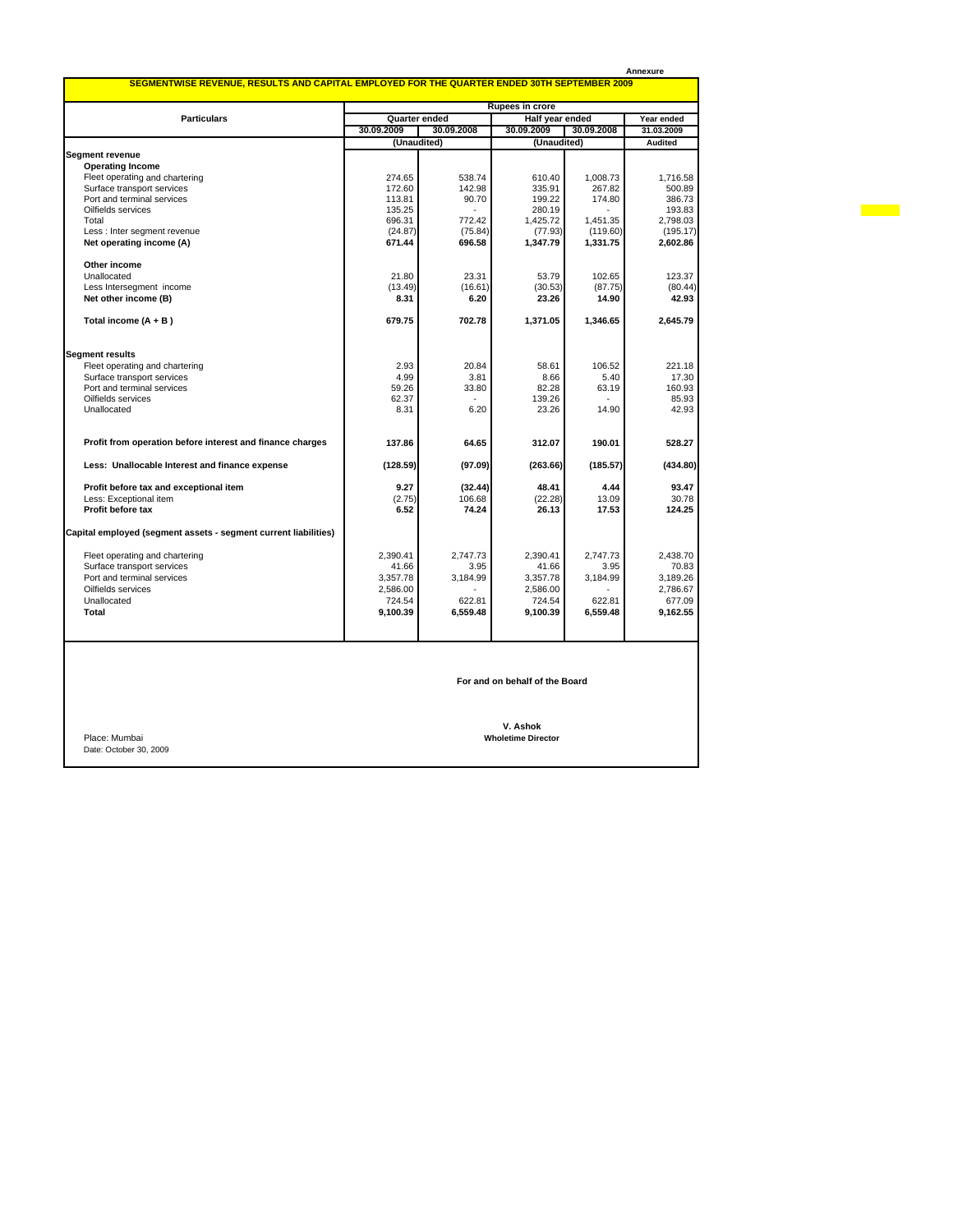Annexure

## SEGMENTWISE REVENUE, RESULTS AND CAPITAL EMPLOYED FOR THE QUARTER ENDED 30TH SEPTEMBER 2009

| Particulars | Rupees in crore | | | | |
|---|---|---|---|---|---|
| | Quarter ended | | Half year ended | | Year ended |
| | 30.09.2009 | 30.09.2008 | 30.09.2009 | 30.09.2008 | 31.03.2009 |
| | (Unaudited) | | (Unaudited) | | Audited |
| **Segment revenue** | | | | | |
| **Operating Income** | | | | | |
| Fleet operating and chartering | 274.65 | 538.74 | 610.40 | 1,008.73 | 1,716.58 |
| Surface transport services | 172.60 | 142.98 | 335.91 | 267.82 | 500.89 |
| Port and terminal services | 113.81 | 90.70 | 199.22 | 174.80 | 386.73 |
| Oilfields services | 135.25 | - | 280.19 | - | 193.83 |
| Total | 696.31 | 772.42 | 1,425.72 | 1,451.35 | 2,798.03 |
| Less : Inter segment revenue | (24.87) | (75.84) | (77.93) | (119.60) | (195.17) |
| **Net operating income (A)** | **671.44** | **696.58** | **1,347.79** | **1,331.75** | **2,602.86** |
| **Other income** | | | | | |
| Unallocated | 21.80 | 23.31 | 53.79 | 102.65 | 123.37 |
| Less Intersegment income | (13.49) | (16.61) | (30.53) | (87.75) | (80.44) |
| **Net other income (B)** | **8.31** | **6.20** | **23.26** | **14.90** | **42.93** |
| **Total income (A + B )** | **679.75** | **702.78** | **1,371.05** | **1,346.65** | **2,645.79** |
| **Segment results** | | | | | |
| Fleet operating and chartering | 2.93 | 20.84 | 58.61 | 106.52 | 221.18 |
| Surface transport services | 4.99 | 3.81 | 8.66 | 5.40 | 17.30 |
| Port and terminal services | 59.26 | 33.80 | 82.28 | 63.19 | 160.93 |
| Oilfields services | 62.37 | - | 139.26 | - | 85.93 |
| Unallocated | 8.31 | 6.20 | 23.26 | 14.90 | 42.93 |
| **Profit from operation before interest and finance charges** | **137.86** | **64.65** | **312.07** | **190.01** | **528.27** |
| **Less: Unallocable Interest and finance expense** | **(128.59)** | **(97.09)** | **(263.66)** | **(185.57)** | **(434.80)** |
| **Profit before tax and exceptional item** | **9.27** | **(32.44)** | **48.41** | **4.44** | **93.47** |
| Less: Exceptional item | (2.75) | 106.68 | (22.28) | 13.09 | 30.78 |
| **Profit before tax** | **6.52** | **74.24** | **26.13** | **17.53** | **124.25** |
| **Capital employed (segment assets - segment current liabilities)** | | | | | |
| Fleet operating and chartering | 2,390.41 | 2,747.73 | 2,390.41 | 2,747.73 | 2,438.70 |
| Surface transport services | 41.66 | 3.95 | 41.66 | 3.95 | 70.83 |
| Port and terminal services | 3,357.78 | 3,184.99 | 3,357.78 | 3,184.99 | 3,189.26 |
| Oilfields services | 2,586.00 | - | 2,586.00 | - | 2,786.67 |
| Unallocated | 724.54 | 622.81 | 724.54 | 622.81 | 677.09 |
| **Total** | **9,100.39** | **6,559.48** | **9,100.39** | **6,559.48** | **9,162.55** |

**For and on behalf of the Board**

**V. Ashok**
**Wholetime Director**

Place: Mumbai
Date: October 30, 2009